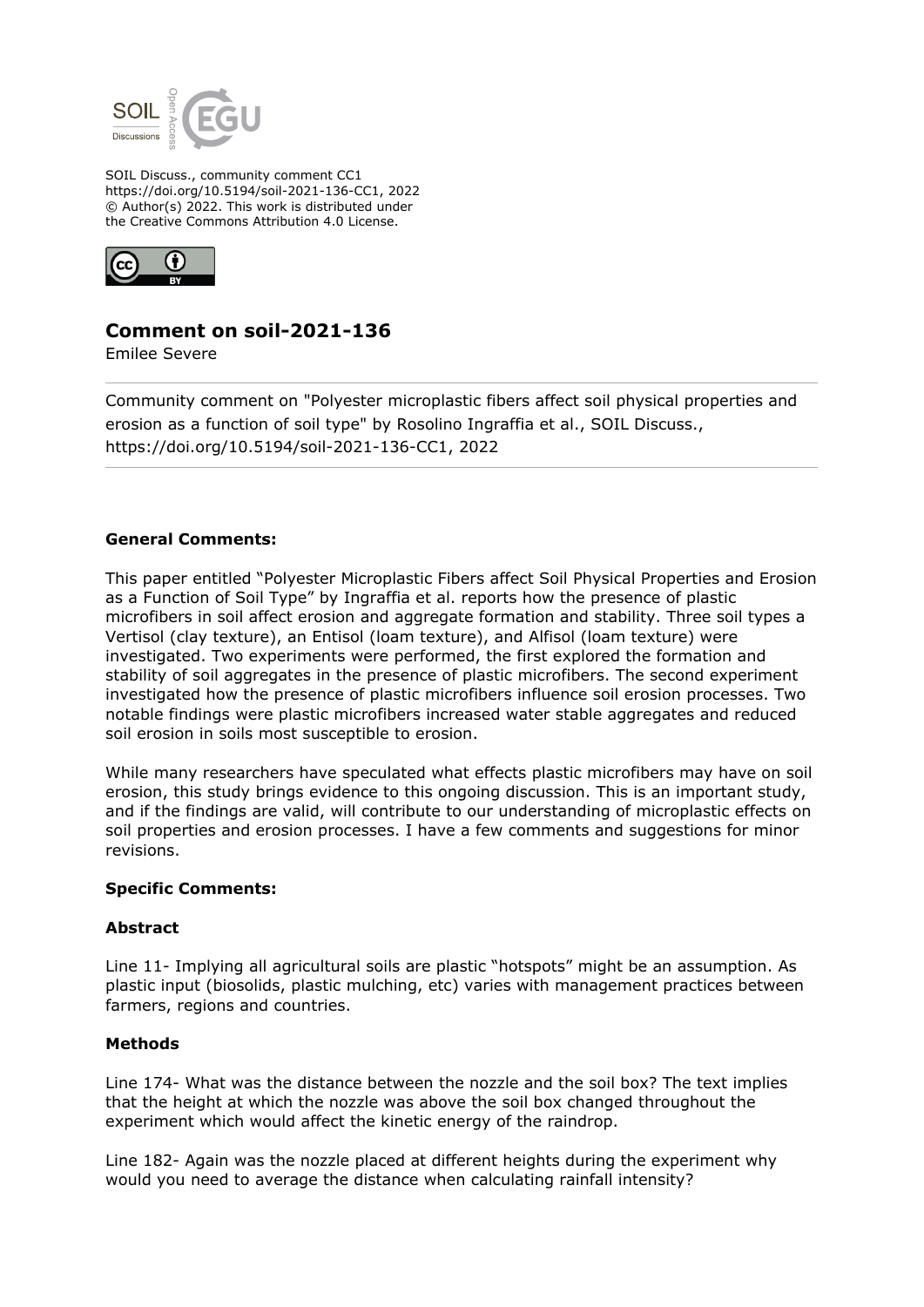SOIL Discuss., community comment CC1
https://doi.org/10.5194/soil-2021-136-CC1, 2022
© Author(s) 2022. This work is distributed under
the Creative Commons Attribution 4.0 License.

## Comment on soil-2021-136

Emilee Severe

Community comment on "Polyester microplastic fibers affect soil physical properties and erosion as a function of soil type" by Rosolino Ingraffia et al., SOIL Discuss., https://doi.org/10.5194/soil-2021-136-CC1, 2022

**General Comments:**

This paper entitled "Polyester Microplastic Fibers affect Soil Physical Properties and Erosion as a Function of Soil Type" by Ingraffia et al. reports how the presence of plastic microfibers in soil affect erosion and aggregate formation and stability. Three soil types a Vertisol (clay texture), an Entisol (loam texture), and Alfisol (loam texture) were investigated. Two experiments were performed, the first explored the formation and stability of soil aggregates in the presence of plastic microfibers. The second experiment investigated how the presence of plastic microfibers influence soil erosion processes. Two notable findings were plastic microfibers increased water stable aggregates and reduced soil erosion in soils most susceptible to erosion.

While many researchers have speculated what effects plastic microfibers may have on soil erosion, this study brings evidence to this ongoing discussion. This is an important study, and if the findings are valid, will contribute to our understanding of microplastic effects on soil properties and erosion processes. I have a few comments and suggestions for minor revisions.

**Specific Comments:**

**Abstract**

Line 11- Implying all agricultural soils are plastic "hotspots" might be an assumption. As plastic input (biosolids, plastic mulching, etc) varies with management practices between farmers, regions and countries.

**Methods**

Line 174- What was the distance between the nozzle and the soil box? The text implies that the height at which the nozzle was above the soil box changed throughout the experiment which would affect the kinetic energy of the raindrop.

Line 182- Again was the nozzle placed at different heights during the experiment why would you need to average the distance when calculating rainfall intensity?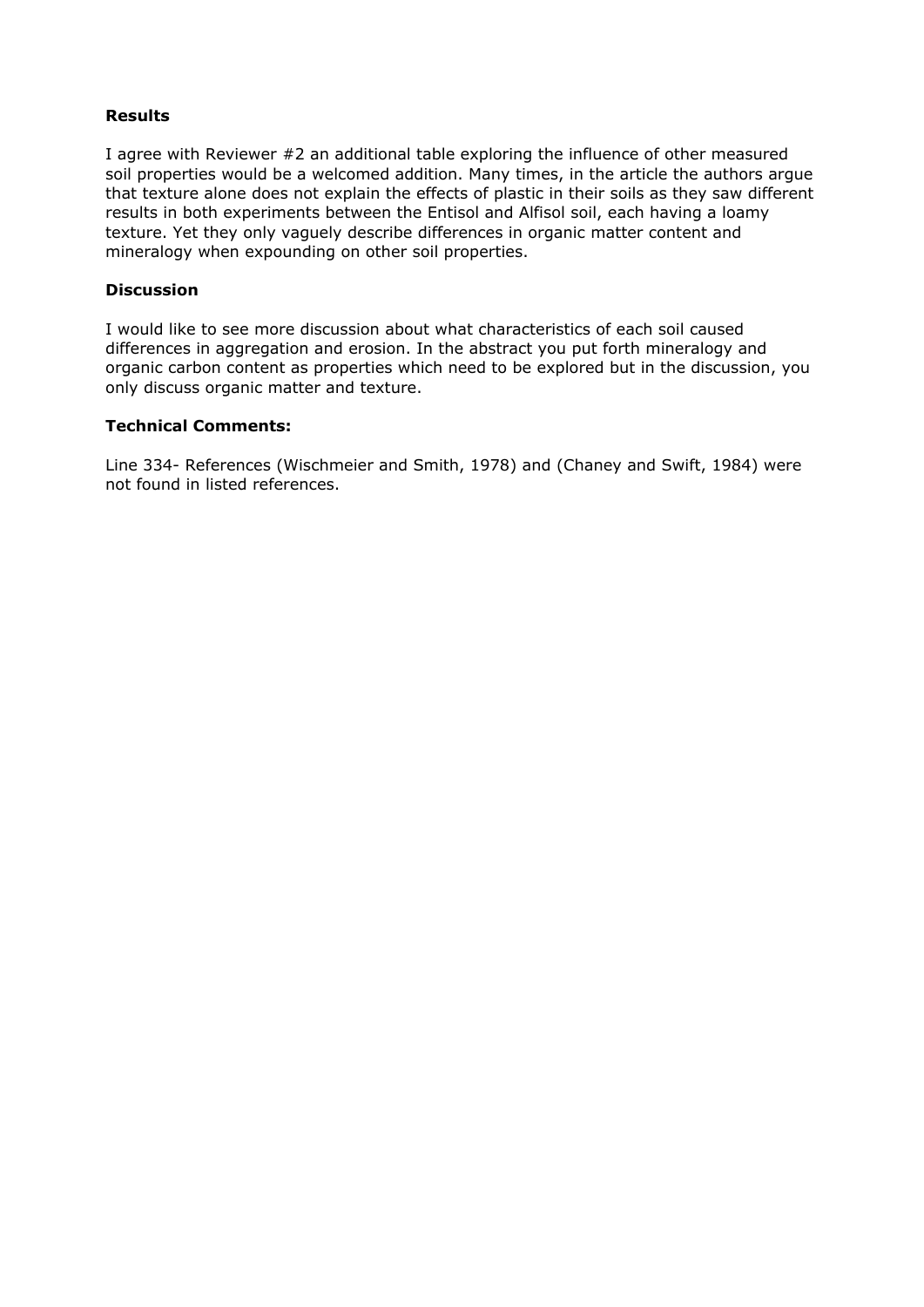**Results**

I agree with Reviewer #2 an additional table exploring the influence of other measured soil properties would be a welcomed addition. Many times, in the article the authors argue that texture alone does not explain the effects of plastic in their soils as they saw different results in both experiments between the Entisol and Alfisol soil, each having a loamy texture. Yet they only vaguely describe differences in organic matter content and mineralogy when expounding on other soil properties.

**Discussion**

I would like to see more discussion about what characteristics of each soil caused differences in aggregation and erosion. In the abstract you put forth mineralogy and organic carbon content as properties which need to be explored but in the discussion, you only discuss organic matter and texture.

**Technical Comments:**

Line 334- References (Wischmeier and Smith, 1978) and (Chaney and Swift, 1984) were not found in listed references.